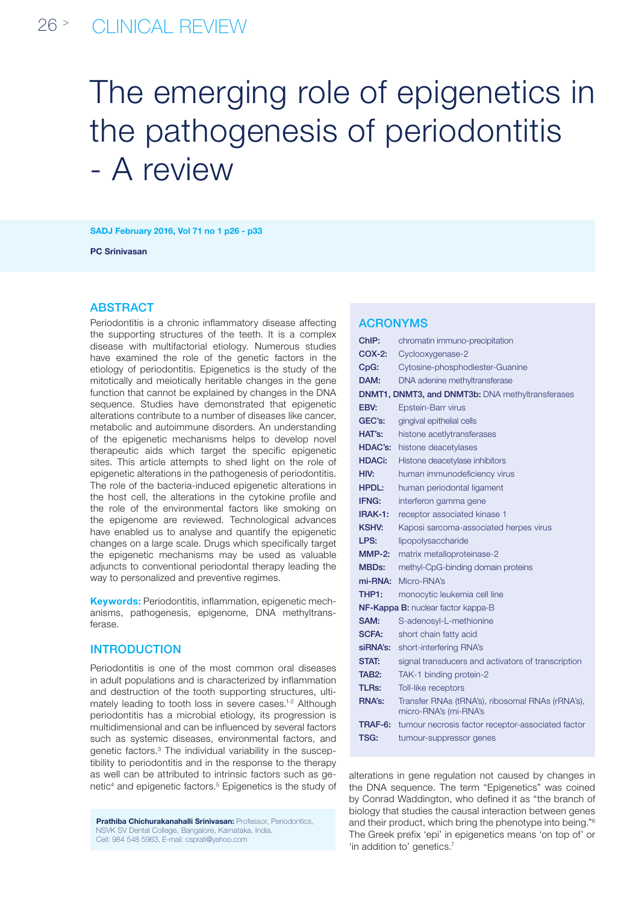# The emerging role of epigenetics in the pathogenesis of periodontitis - A review

SADJ February 2016, Vol 71 no 1 p26 - p33

**PC Srinivasan**

## ABSTRACT

Periodontitis is a chronic inflammatory disease affecting the supporting structures of the teeth. It is a complex disease with multifactorial etiology. Numerous studies have examined the role of the genetic factors in the etiology of periodontitis. Epigenetics is the study of the mitotically and meiotically heritable changes in the gene function that cannot be explained by changes in the DNA sequence. Studies have demonstrated that epigenetic alterations contribute to a number of diseases like cancer, metabolic and autoimmune disorders. An understanding of the epigenetic mechanisms helps to develop novel therapeutic aids which target the specific epigenetic sites. This article attempts to shed light on the role of epigenetic alterations in the pathogenesis of periodontitis. The role of the bacteria-induced epigenetic alterations in the host cell, the alterations in the cytokine profile and the role of the environmental factors like smoking on the epigenome are reviewed. Technological advances have enabled us to analyse and quantify the epigenetic changes on a large scale. Drugs which specifically target the epigenetic mechanisms may be used as valuable adjuncts to conventional periodontal therapy leading the way to personalized and preventive regimes.

**Keywords:** Periodontitis, inflammation, epigenetic mechanisms, pathogenesis, epigenome, DNA methyltransferase.

## INTRODUCTION

Periodontitis is one of the most common oral diseases in adult populations and is characterized by inflammation and destruction of the tooth supporting structures, ultimately leading to tooth loss in severe cases.[1-2] Although periodontitis has a microbial etiology, its progression is multidimensional and can be influenced by several factors such as systemic diseases, environmental factors, and genetic factors.[3] The individual variability in the susceptibility to periodontitis and in the response to the therapy as well can be attributed to intrinsic factors such as genetic[4] and epigenetic factors.[5] Epigenetics is the study of alterations in gene regulation not caused by changes in the DNA sequence. The term "Epigenetics" was coined by Conrad Waddington, who defined it as "the branch of biology that studies the causal interaction between genes and their product, which bring the phenotype into being."[6] The Greek prefix 'epi' in epigenetics means 'on top of' or 'in addition to' genetics.[7]

**Prathiba Chichurakanahalli Srinivasan:** Professor, Periodontics, NSVK SV Dental College, Bangalore, Karnataka, India. Cell: 984 548 5963, E-mail: csprati@yahoo.com

## ACRONYMS

| | |
|---|---|
| **ChIP:** | chromatin immuno-precipitation |
| **COX-2:** | Cyclooxygenase-2 |
| **CpG:** | Cytosine-phosphodiester-Guanine |
| **DAM:** | DNA adenine methyltransferase |
| **DNMT1, DNMT3, and DNMT3b:** | DNA methyltransferases |
| **EBV:** | Epstein-Barr virus |
| **GEC's:** | gingival epithelial cells |
| **HAT's:** | histone acetlytransferases |
| **HDAC's:** | histone deacetylases |
| **HDACi:** | Histone deacetylase inhibitors |
| **HIV:** | human immunodeficiency virus |
| **HPDL:** | human periodontal ligament |
| **IFNG:** | interferon gamma gene |
| **IRAK-1:** | receptor associated kinase 1 |
| **KSHV:** | Kaposi sarcoma-associated herpes virus |
| **LPS:** | lipopolysaccharide |
| **MMP-2:** | matrix metalloproteinase-2 |
| **MBDs:** | methyl-CpG-binding domain proteins |
| **mi-RNA:** | Micro-RNA's |
| **THP1:** | monocytic leukemia cell line |
| **NF-Kappa B:** | nuclear factor kappa-B |
| **SAM:** | S-adenosyl-L-methionine |
| **SCFA:** | short chain fatty acid |
| **siRNA's:** | short-interfering RNA's |
| **STAT:** | signal transducers and activators of transcription |
| **TAB2:** | TAK-1 binding protein-2 |
| **TLRs:** | Toll-like receptors |
| **RNA's:** | Transfer RNAs (tRNA's), ribosomal RNAs (rRNA's), micro-RNA's (mi-RNA's |
| **TRAF-6:** | tumour necrosis factor receptor-associated factor |
| **TSG:** | tumour-suppressor genes |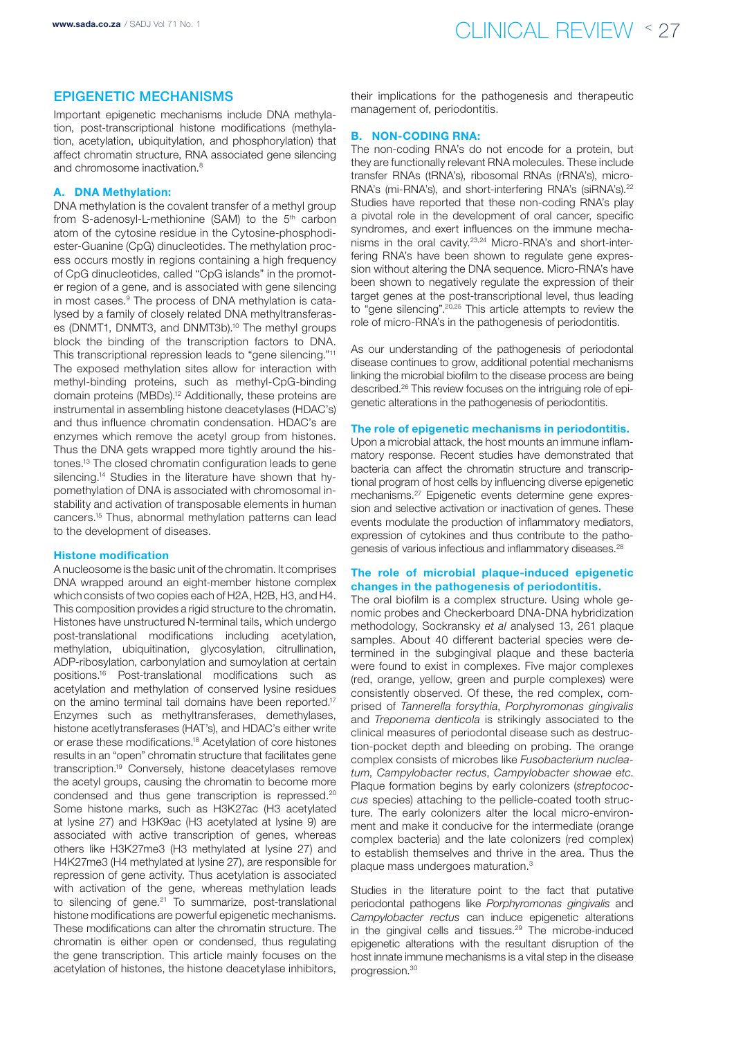## EPIGENETIC MECHANISMS

Important epigenetic mechanisms include DNA methylation, post-transcriptional histone modifications (methylation, acetylation, ubiquitylation, and phosphorylation) that affect chromatin structure, RNA associated gene silencing and chromosome inactivation.[8]

### A. DNA Methylation:

DNA methylation is the covalent transfer of a methyl group from S-adenosyl-L-methionine (SAM) to the 5th carbon atom of the cytosine residue in the Cytosine-phosphodiester-Guanine (CpG) dinucleotides. The methylation process occurs mostly in regions containing a high frequency of CpG dinucleotides, called "CpG islands" in the promoter region of a gene, and is associated with gene silencing in most cases.[9] The process of DNA methylation is catalysed by a family of closely related DNA methyltransferases (DNMT1, DNMT3, and DNMT3b).[10] The methyl groups block the binding of the transcription factors to DNA. This transcriptional repression leads to "gene silencing."[11] The exposed methylation sites allow for interaction with methyl-binding proteins, such as methyl-CpG-binding domain proteins (MBDs).[12] Additionally, these proteins are instrumental in assembling histone deacetylases (HDAC's) and thus influence chromatin condensation. HDAC's are enzymes which remove the acetyl group from histones. Thus the DNA gets wrapped more tightly around the histones.[13] The closed chromatin configuration leads to gene silencing.[14] Studies in the literature have shown that hypomethylation of DNA is associated with chromosomal instability and activation of transposable elements in human cancers.[15] Thus, abnormal methylation patterns can lead to the development of diseases.

### Histone modification

A nucleosome is the basic unit of the chromatin. It comprises DNA wrapped around an eight-member histone complex which consists of two copies each of H2A, H2B, H3, and H4. This composition provides a rigid structure to the chromatin. Histones have unstructured N-terminal tails, which undergo post-translational modifications including acetylation, methylation, ubiquitination, glycosylation, citrullination, ADP-ribosylation, carbonylation and sumoylation at certain positions.[16] Post-translational modifications such as acetylation and methylation of conserved lysine residues on the amino terminal tail domains have been reported.[17] Enzymes such as methyltransferases, demethylases, histone acetlytransferases (HAT's), and HDAC's either write or erase these modifications.[18] Acetylation of core histones results in an "open" chromatin structure that facilitates gene transcription.[19] Conversely, histone deacetylases remove the acetyl groups, causing the chromatin to become more condensed and thus gene transcription is repressed.[20] Some histone marks, such as H3K27ac (H3 acetylated at lysine 27) and H3K9ac (H3 acetylated at lysine 9) are associated with active transcription of genes, whereas others like H3K27me3 (H3 methylated at lysine 27) and H4K27me3 (H4 methylated at lysine 27), are responsible for repression of gene activity. Thus acetylation is associated with activation of the gene, whereas methylation leads to silencing of gene.[21] To summarize, post-translational histone modifications are powerful epigenetic mechanisms. These modifications can alter the chromatin structure. The chromatin is either open or condensed, thus regulating the gene transcription. This article mainly focuses on the acetylation of histones, the histone deacetylase inhibitors, their implications for the pathogenesis and therapeutic management of, periodontitis.

### B. NON-CODING RNA:

The non-coding RNA's do not encode for a protein, but they are functionally relevant RNA molecules. These include transfer RNAs (tRNA's), ribosomal RNAs (rRNA's), micro-RNA's (mi-RNA's), and short-interfering RNA's (siRNA's).[22] Studies have reported that these non-coding RNA's play a pivotal role in the development of oral cancer, specific syndromes, and exert influences on the immune mechanisms in the oral cavity.[23,24] Micro-RNA's and short-interfering RNA's have been shown to regulate gene expression without altering the DNA sequence. Micro-RNA's have been shown to negatively regulate the expression of their target genes at the post-transcriptional level, thus leading to "gene silencing".[20,25] This article attempts to review the role of micro-RNA's in the pathogenesis of periodontitis.

As our understanding of the pathogenesis of periodontal disease continues to grow, additional potential mechanisms linking the microbial biofilm to the disease process are being described.[26] This review focuses on the intriguing role of epigenetic alterations in the pathogenesis of periodontitis.

### The role of epigenetic mechanisms in periodontitis.

Upon a microbial attack, the host mounts an immune inflammatory response. Recent studies have demonstrated that bacteria can affect the chromatin structure and transcriptional program of host cells by influencing diverse epigenetic mechanisms.[27] Epigenetic events determine gene expression and selective activation or inactivation of genes. These events modulate the production of inflammatory mediators, expression of cytokines and thus contribute to the pathogenesis of various infectious and inflammatory diseases.[28]

### The role of microbial plaque-induced epigenetic changes in the pathogenesis of periodontitis.

The oral biofilm is a complex structure. Using whole genomic probes and Checkerboard DNA-DNA hybridization methodology, Sockransky *et al* analysed 13, 261 plaque samples. About 40 different bacterial species were determined in the subgingival plaque and these bacteria were found to exist in complexes. Five major complexes (red, orange, yellow, green and purple complexes) were consistently observed. Of these, the red complex, comprised of *Tannerella forsythia*, *Porphyromonas gingivalis* and *Treponema denticola* is strikingly associated to the clinical measures of periodontal disease such as destruction-pocket depth and bleeding on probing. The orange complex consists of microbes like *Fusobacterium nucleatum*, *Campylobacter rectus*, *Campylobacter showae etc*. Plaque formation begins by early colonizers (*streptococcus* species) attaching to the pellicle-coated tooth structure. The early colonizers alter the local micro-environment and make it conducive for the intermediate (orange complex bacteria) and the late colonizers (red complex) to establish themselves and thrive in the area. Thus the plaque mass undergoes maturation.[3]

Studies in the literature point to the fact that putative periodontal pathogens like *Porphyromonas gingivalis* and *Campylobacter rectus* can induce epigenetic alterations in the gingival cells and tissues.[29] The microbe-induced epigenetic alterations with the resultant disruption of the host innate immune mechanisms is a vital step in the disease progression.[30]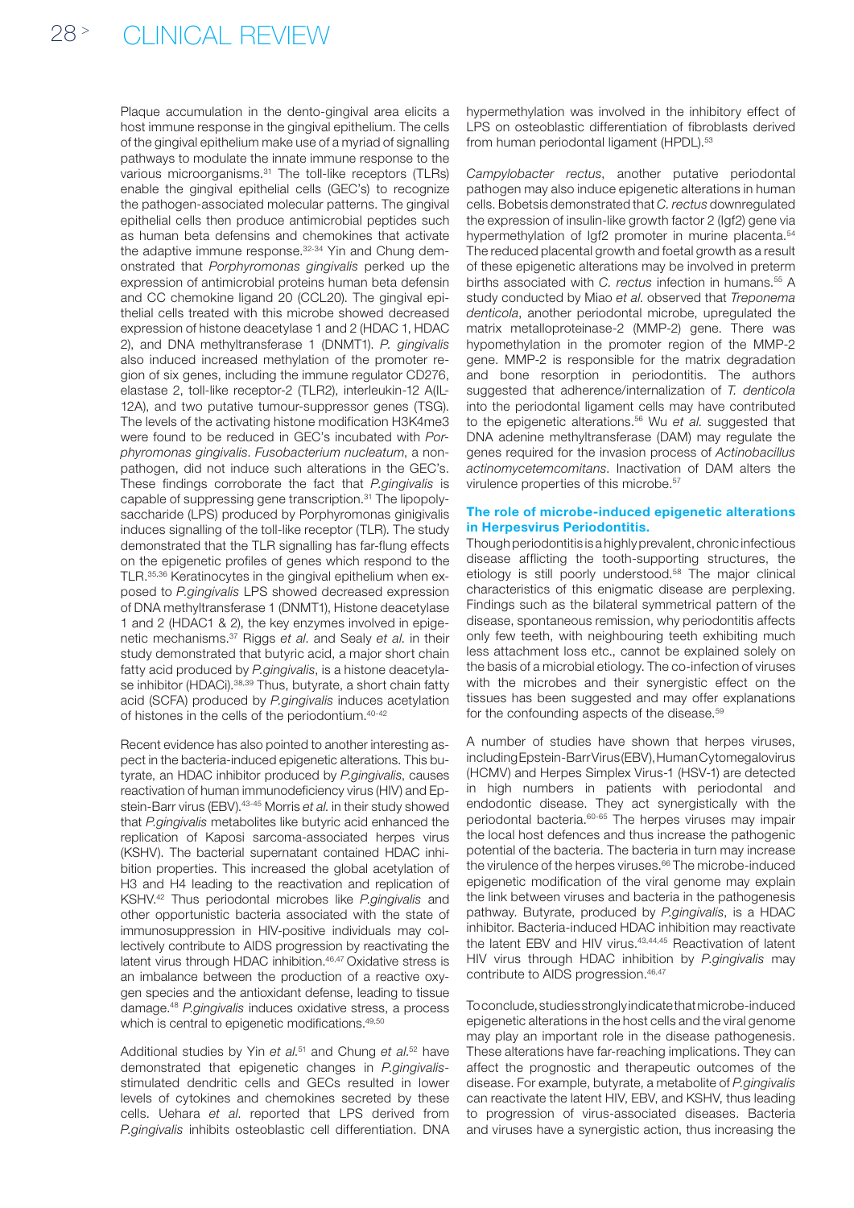Plaque accumulation in the dento-gingival area elicits a host immune response in the gingival epithelium. The cells of the gingival epithelium make use of a myriad of signalling pathways to modulate the innate immune response to the various microorganisms.[31] The toll-like receptors (TLRs) enable the gingival epithelial cells (GEC's) to recognize the pathogen-associated molecular patterns. The gingival epithelial cells then produce antimicrobial peptides such as human beta defensins and chemokines that activate the adaptive immune response.[32-34] Yin and Chung demonstrated that *Porphyromonas gingivalis* perked up the expression of antimicrobial proteins human beta defensin and CC chemokine ligand 20 (CCL20). The gingival epithelial cells treated with this microbe showed decreased expression of histone deacetylase 1 and 2 (HDAC 1, HDAC 2), and DNA methyltransferase 1 (DNMT1). *P. gingivalis* also induced increased methylation of the promoter region of six genes, including the immune regulator CD276, elastase 2, toll-like receptor-2 (TLR2), interleukin-12 A(IL-12A), and two putative tumour-suppressor genes (TSG). The levels of the activating histone modification H3K4me3 were found to be reduced in GEC's incubated with *Porphyromonas gingivalis*. *Fusobacterium nucleatum*, a non-pathogen, did not induce such alterations in the GEC's. These findings corroborate the fact that *P.gingivalis* is capable of suppressing gene transcription.[31] The lipopolysaccharide (LPS) produced by Porphyromonas ginigivalis induces signalling of the toll-like receptor (TLR). The study demonstrated that the TLR signalling has far-flung effects on the epigenetic profiles of genes which respond to the TLR.[35,36] Keratinocytes in the gingival epithelium when exposed to *P.gingivalis* LPS showed decreased expression of DNA methyltransferase 1 (DNMT1), Histone deacetylase 1 and 2 (HDAC1 & 2), the key enzymes involved in epigenetic mechanisms.[37] Riggs *et al*. and Sealy *et al*. in their study demonstrated that butyric acid, a major short chain fatty acid produced by *P.gingivalis*, is a histone deacetylase inhibitor (HDACi).[38,39] Thus, butyrate, a short chain fatty acid (SCFA) produced by *P.gingivalis* induces acetylation of histones in the cells of the periodontium.[40-42]

Recent evidence has also pointed to another interesting aspect in the bacteria-induced epigenetic alterations. This butyrate, an HDAC inhibitor produced by *P.gingivalis*, causes reactivation of human immunodeficiency virus (HIV) and Epstein-Barr virus (EBV).[43-45] Morris *et al.* in their study showed that *P.gingivalis* metabolites like butyric acid enhanced the replication of Kaposi sarcoma-associated herpes virus (KSHV). The bacterial supernatant contained HDAC inhibition properties. This increased the global acetylation of H3 and H4 leading to the reactivation and replication of KSHV.[42] Thus periodontal microbes like *P.gingivalis* and other opportunistic bacteria associated with the state of immunosuppression in HIV-positive individuals may collectively contribute to AIDS progression by reactivating the latent virus through HDAC inhibition.[46,47] Oxidative stress is an imbalance between the production of a reactive oxygen species and the antioxidant defense, leading to tissue damage.[48] *P.gingivalis* induces oxidative stress, a process which is central to epigenetic modifications.[49,50]

Additional studies by Yin *et al*.[51] and Chung *et al*.[52] have demonstrated that epigenetic changes in *P.gingivalis*-stimulated dendritic cells and GECs resulted in lower levels of cytokines and chemokines secreted by these cells. Uehara *et al*. reported that LPS derived from *P.gingivalis* inhibits osteoblastic cell differentiation. DNA hypermethylation was involved in the inhibitory effect of LPS on osteoblastic differentiation of fibroblasts derived from human periodontal ligament (HPDL).[53]

*Campylobacter rectus*, another putative periodontal pathogen may also induce epigenetic alterations in human cells. Bobetsis demonstrated that *C. rectus* downregulated the expression of insulin-like growth factor 2 (Igf2) gene via hypermethylation of Igf2 promoter in murine placenta.[54] The reduced placental growth and foetal growth as a result of these epigenetic alterations may be involved in preterm births associated with *C. rectus* infection in humans.[55] A study conducted by Miao *et al*. observed that *Treponema denticola*, another periodontal microbe, upregulated the matrix metalloproteinase-2 (MMP-2) gene. There was hypomethylation in the promoter region of the MMP-2 gene. MMP-2 is responsible for the matrix degradation and bone resorption in periodontitis. The authors suggested that adherence/internalization of *T. denticola* into the periodontal ligament cells may have contributed to the epigenetic alterations.[56] Wu *et al*. suggested that DNA adenine methyltransferase (DAM) may regulate the genes required for the invasion process of *Actinobacillus actinomycetemcomitans*. Inactivation of DAM alters the virulence properties of this microbe.[57]

## The role of microbe-induced epigenetic alterations in Herpesvirus Periodontitis.

Though periodontitis is a highly prevalent, chronic infectious disease afflicting the tooth-supporting structures, the etiology is still poorly understood.[58] The major clinical characteristics of this enigmatic disease are perplexing. Findings such as the bilateral symmetrical pattern of the disease, spontaneous remission, why periodontitis affects only few teeth, with neighbouring teeth exhibiting much less attachment loss etc., cannot be explained solely on the basis of a microbial etiology. The co-infection of viruses with the microbes and their synergistic effect on the tissues has been suggested and may offer explanations for the confounding aspects of the disease.[59]

A number of studies have shown that herpes viruses, including Epstein-Barr Virus (EBV), Human Cytomegalovirus (HCMV) and Herpes Simplex Virus-1 (HSV-1) are detected in high numbers in patients with periodontal and endodontic disease. They act synergistically with the periodontal bacteria.[60-65] The herpes viruses may impair the local host defences and thus increase the pathogenic potential of the bacteria. The bacteria in turn may increase the virulence of the herpes viruses.[66] The microbe-induced epigenetic modification of the viral genome may explain the link between viruses and bacteria in the pathogenesis pathway. Butyrate, produced by *P.gingivalis*, is a HDAC inhibitor. Bacteria-induced HDAC inhibition may reactivate the latent EBV and HIV virus.[43,44,45] Reactivation of latent HIV virus through HDAC inhibition by *P.gingivalis* may contribute to AIDS progression.[46,47]

To conclude, studies strongly indicate that microbe-induced epigenetic alterations in the host cells and the viral genome may play an important role in the disease pathogenesis. These alterations have far-reaching implications. They can affect the prognostic and therapeutic outcomes of the disease. For example, butyrate, a metabolite of *P.gingivalis* can reactivate the latent HIV, EBV, and KSHV, thus leading to progression of virus-associated diseases. Bacteria and viruses have a synergistic action, thus increasing the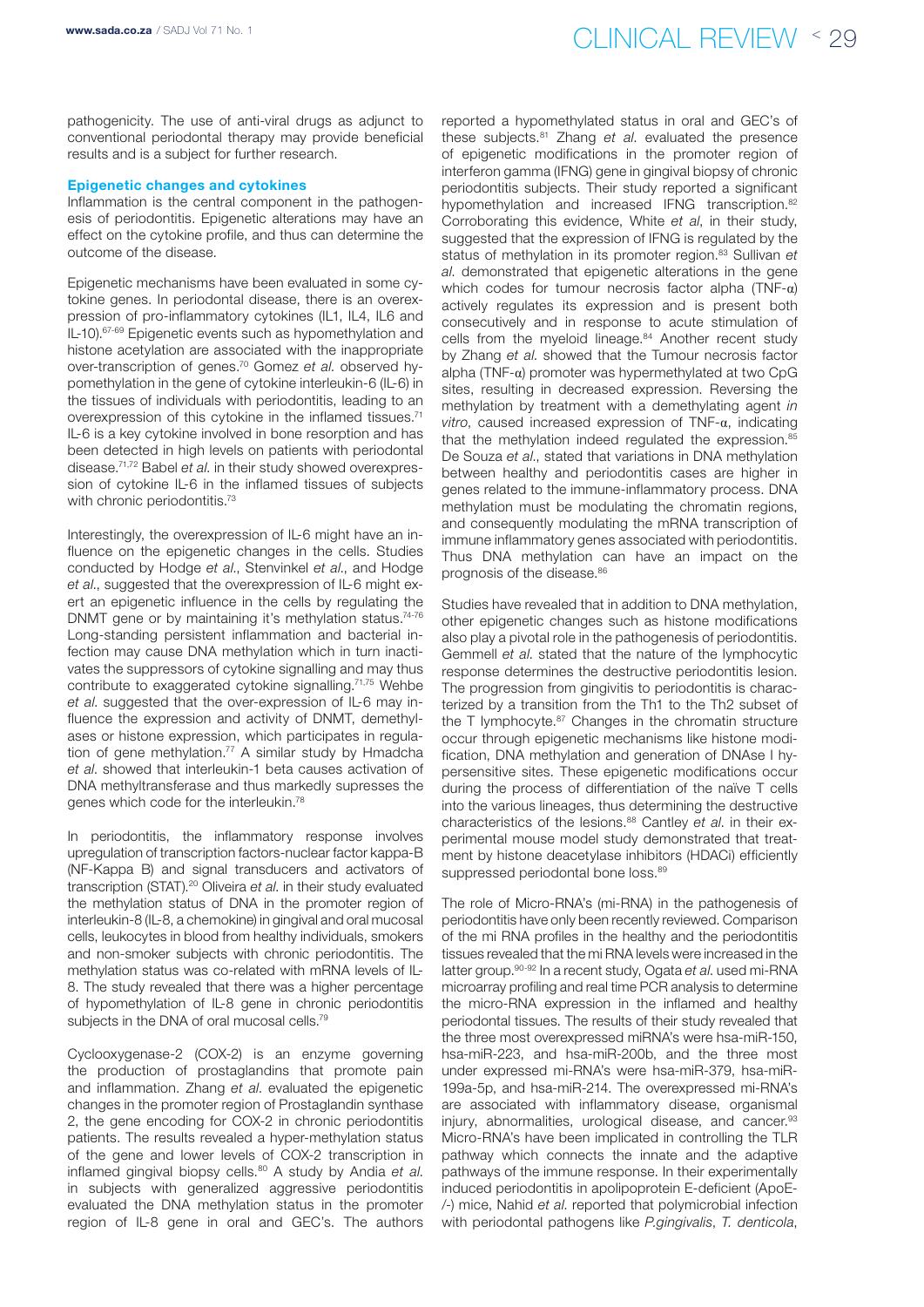pathogenicity. The use of anti-viral drugs as adjunct to conventional periodontal therapy may provide beneficial results and is a subject for further research.

### Epigenetic changes and cytokines

Inflammation is the central component in the pathogenesis of periodontitis. Epigenetic alterations may have an effect on the cytokine profile, and thus can determine the outcome of the disease.

Epigenetic mechanisms have been evaluated in some cytokine genes. In periodontal disease, there is an overexpression of pro-inflammatory cytokines (IL1, IL4, IL6 and IL-10).[67-69] Epigenetic events such as hypomethylation and histone acetylation are associated with the inappropriate over-transcription of genes.[70] Gomez *et al.* observed hypomethylation in the gene of cytokine interleukin-6 (IL-6) in the tissues of individuals with periodontitis, leading to an overexpression of this cytokine in the inflamed tissues.[71] IL-6 is a key cytokine involved in bone resorption and has been detected in high levels on patients with periodontal disease.[71,72] Babel *et al.* in their study showed overexpression of cytokine IL-6 in the inflamed tissues of subjects with chronic periodontitis.[73]

Interestingly, the overexpression of IL-6 might have an influence on the epigenetic changes in the cells. Studies conducted by Hodge *et al*., Stenvinkel *et al*., and Hodge *et al*., suggested that the overexpression of IL-6 might exert an epigenetic influence in the cells by regulating the DNMT gene or by maintaining it's methylation status.[74-76] Long-standing persistent inflammation and bacterial infection may cause DNA methylation which in turn inactivates the suppressors of cytokine signalling and may thus contribute to exaggerated cytokine signalling.[71,75] Wehbe *et al.* suggested that the over-expression of IL-6 may influence the expression and activity of DNMT, demethylases or histone expression, which participates in regulation of gene methylation.[77] A similar study by Hmadcha *et al.* showed that interleukin-1 beta causes activation of DNA methyltransferase and thus markedly supresses the genes which code for the interleukin.[78]

In periodontitis, the inflammatory response involves upregulation of transcription factors-nuclear factor kappa-B (NF-Kappa B) and signal transducers and activators of transcription (STAT).[20] Oliveira *et al.* in their study evaluated the methylation status of DNA in the promoter region of interleukin-8 (IL-8, a chemokine) in gingival and oral mucosal cells, leukocytes in blood from healthy individuals, smokers and non-smoker subjects with chronic periodontitis. The methylation status was co-related with mRNA levels of IL-8. The study revealed that there was a higher percentage of hypomethylation of IL-8 gene in chronic periodontitis subjects in the DNA of oral mucosal cells.[79]

Cyclooxygenase-2 (COX-2) is an enzyme governing the production of prostaglandins that promote pain and inflammation. Zhang *et al.* evaluated the epigenetic changes in the promoter region of Prostaglandin synthase 2, the gene encoding for COX-2 in chronic periodontitis patients. The results revealed a hyper-methylation status of the gene and lower levels of COX-2 transcription in inflamed gingival biopsy cells.[80] A study by Andia *et al.* in subjects with generalized aggressive periodontitis evaluated the DNA methylation status in the promoter region of IL-8 gene in oral and GEC's. The authors reported a hypomethylated status in oral and GEC's of these subjects.[81] Zhang *et al.* evaluated the presence of epigenetic modifications in the promoter region of interferon gamma (IFNG) gene in gingival biopsy of chronic periodontitis subjects. Their study reported a significant hypomethylation and increased IFNG transcription.[82] Corroborating this evidence, White *et al*, in their study, suggested that the expression of IFNG is regulated by the status of methylation in its promoter region.[83] Sullivan *et al.* demonstrated that epigenetic alterations in the gene which codes for tumour necrosis factor alpha (TNF-α) actively regulates its expression and is present both consecutively and in response to acute stimulation of cells from the myeloid lineage.[84] Another recent study by Zhang *et al.* showed that the Tumour necrosis factor alpha (TNF-α) promoter was hypermethylated at two CpG sites, resulting in decreased expression. Reversing the methylation by treatment with a demethylating agent *in vitro*, caused increased expression of TNF-α, indicating that the methylation indeed regulated the expression.[85] De Souza *et al*., stated that variations in DNA methylation between healthy and periodontitis cases are higher in genes related to the immune-inflammatory process. DNA methylation must be modulating the chromatin regions, and consequently modulating the mRNA transcription of immune inflammatory genes associated with periodontitis. Thus DNA methylation can have an impact on the prognosis of the disease.[86]

Studies have revealed that in addition to DNA methylation, other epigenetic changes such as histone modifications also play a pivotal role in the pathogenesis of periodontitis. Gemmell *et al.* stated that the nature of the lymphocytic response determines the destructive periodontitis lesion. The progression from gingivitis to periodontitis is characterized by a transition from the Th1 to the Th2 subset of the T lymphocyte.[87] Changes in the chromatin structure occur through epigenetic mechanisms like histone modification, DNA methylation and generation of DNAse I hypersensitive sites. These epigenetic modifications occur during the process of differentiation of the naïve T cells into the various lineages, thus determining the destructive characteristics of the lesions.[88] Cantley *et al.* in their experimental mouse model study demonstrated that treatment by histone deacetylase inhibitors (HDACi) efficiently suppressed periodontal bone loss.[89]

The role of Micro-RNA's (mi-RNA) in the pathogenesis of periodontitis have only been recently reviewed. Comparison of the mi RNA profiles in the healthy and the periodontitis tissues revealed that the mi RNA levels were increased in the latter group.[90-92] In a recent study, Ogata *et al.* used mi-RNA microarray profiling and real time PCR analysis to determine the micro-RNA expression in the inflamed and healthy periodontal tissues. The results of their study revealed that the three most overexpressed miRNA's were hsa-miR-150, hsa-miR-223, and hsa-miR-200b, and the three most under expressed mi-RNA's were hsa-miR-379, hsa-miR-199a-5p, and hsa-miR-214. The overexpressed mi-RNA's are associated with inflammatory disease, organismal injury, abnormalities, urological disease, and cancer.[93] Micro-RNA's have been implicated in controlling the TLR pathway which connects the innate and the adaptive pathways of the immune response. In their experimentally induced periodontitis in apolipoprotein E-deficient (ApoE-/-) mice, Nahid *et al.* reported that polymicrobial infection with periodontal pathogens like *P.gingivalis*, *T. denticola*,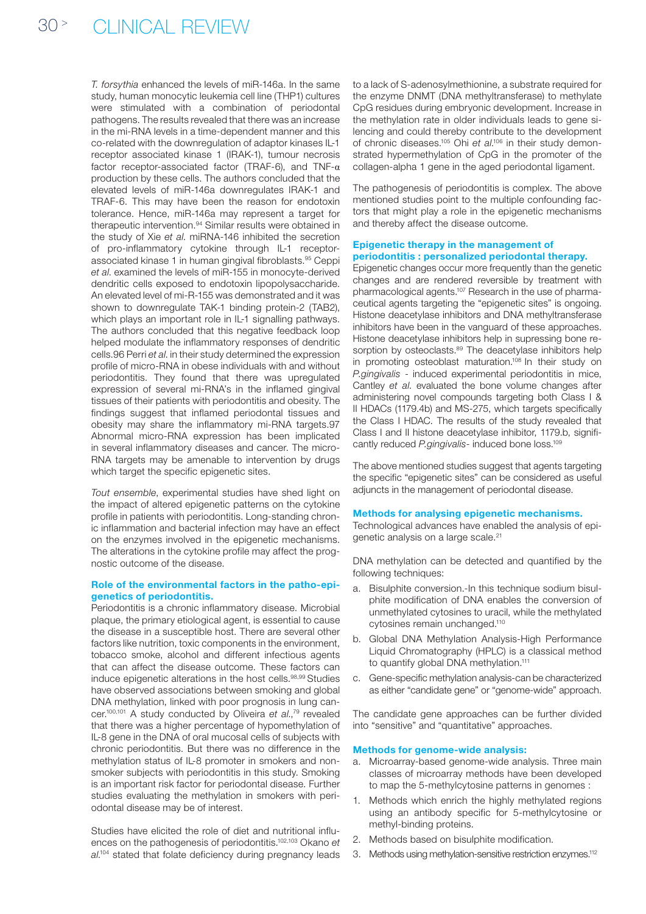*T. forsythia* enhanced the levels of miR-146a. In the same study, human monocytic leukemia cell line (THP1) cultures were stimulated with a combination of periodontal pathogens. The results revealed that there was an increase in the mi-RNA levels in a time-dependent manner and this co-related with the downregulation of adaptor kinases IL-1 receptor associated kinase 1 (IRAK-1), tumour necrosis factor receptor-associated factor (TRAF-6), and TNF-α production by these cells. The authors concluded that the elevated levels of miR-146a downregulates IRAK-1 and TRAF-6. This may have been the reason for endotoxin tolerance. Hence, miR-146a may represent a target for therapeutic intervention.[94] Similar results were obtained in the study of Xie *et al.* miRNA-146 inhibited the secretion of pro-inflammatory cytokine through IL-1 receptor-associated kinase 1 in human gingival fibroblasts.[95] Ceppi *et al.* examined the levels of miR-155 in monocyte-derived dendritic cells exposed to endotoxin lipopolysaccharide. An elevated level of mi-R-155 was demonstrated and it was shown to downregulate TAK-1 binding protein-2 (TAB2), which plays an important role in IL-1 signalling pathways. The authors concluded that this negative feedback loop helped modulate the inflammatory responses of dendritic cells.96 Perri *et al.* in their study determined the expression profile of micro-RNA in obese individuals with and without periodontitis. They found that there was upregulated expression of several mi-RNA's in the inflamed gingival tissues of their patients with periodontitis and obesity. The findings suggest that inflamed periodontal tissues and obesity may share the inflammatory mi-RNA targets.97 Abnormal micro-RNA expression has been implicated in several inflammatory diseases and cancer. The micro-RNA targets may be amenable to intervention by drugs which target the specific epigenetic sites.

*Tout ensemble*, experimental studies have shed light on the impact of altered epigenetic patterns on the cytokine profile in patients with periodontitis. Long-standing chronic inflammation and bacterial infection may have an effect on the enzymes involved in the epigenetic mechanisms. The alterations in the cytokine profile may affect the prognostic outcome of the disease.

### Role of the environmental factors in the patho-epigenetics of periodontitis.

Periodontitis is a chronic inflammatory disease. Microbial plaque, the primary etiological agent, is essential to cause the disease in a susceptible host. There are several other factors like nutrition, toxic components in the environment, tobacco smoke, alcohol and different infectious agents that can affect the disease outcome. These factors can induce epigenetic alterations in the host cells.[98,99] Studies have observed associations between smoking and global DNA methylation, linked with poor prognosis in lung cancer.[100,101] A study conducted by Oliveira *et al.*,[79] revealed that there was a higher percentage of hypomethylation of IL-8 gene in the DNA of oral mucosal cells of subjects with chronic periodontitis. But there was no difference in the methylation status of IL-8 promoter in smokers and non-smoker subjects with periodontitis in this study. Smoking is an important risk factor for periodontal disease. Further studies evaluating the methylation in smokers with periodontal disease may be of interest.

Studies have elicited the role of diet and nutritional influences on the pathogenesis of periodontitis.[102,103] Okano *et al.*[104] stated that folate deficiency during pregnancy leads to a lack of S-adenosylmethionine, a substrate required for the enzyme DNMT (DNA methyltransferase) to methylate CpG residues during embryonic development. Increase in the methylation rate in older individuals leads to gene silencing and could thereby contribute to the development of chronic diseases.[105] Ohi *et al.*[106] in their study demonstrated hypermethylation of CpG in the promoter of the collagen-alpha 1 gene in the aged periodontal ligament.

The pathogenesis of periodontitis is complex. The above mentioned studies point to the multiple confounding factors that might play a role in the epigenetic mechanisms and thereby affect the disease outcome.

### Epigenetic therapy in the management of periodontitis : personalized periodontal therapy.

Epigenetic changes occur more frequently than the genetic changes and are rendered reversible by treatment with pharmacological agents.[107] Research in the use of pharmaceutical agents targeting the "epigenetic sites" is ongoing. Histone deacetylase inhibitors and DNA methyltransferase inhibitors have been in the vanguard of these approaches. Histone deacetylase inhibitors help in supressing bone resorption by osteoclasts.[89] The deacetylase inhibitors help in promoting osteoblast maturation.[108] In their study on *P.gingivalis* - induced experimental periodontitis in mice, Cantley *et al.* evaluated the bone volume changes after administering novel compounds targeting both Class I & II HDACs (1179.4b) and MS-275, which targets specifically the Class I HDAC. The results of the study revealed that Class I and II histone deacetylase inhibitor, 1179.b, significantly reduced *P.gingivalis*- induced bone loss.[109]

The above mentioned studies suggest that agents targeting the specific "epigenetic sites" can be considered as useful adjuncts in the management of periodontal disease.

### Methods for analysing epigenetic mechanisms.

Technological advances have enabled the analysis of epigenetic analysis on a large scale.[21]

DNA methylation can be detected and quantified by the following techniques:

a. Bisulphite conversion.-In this technique sodium bisulphite modification of DNA enables the conversion of unmethylated cytosines to uracil, while the methylated cytosines remain unchanged.[110]
b. Global DNA Methylation Analysis-High Performance Liquid Chromatography (HPLC) is a classical method to quantify global DNA methylation.[111]
c. Gene-specific methylation analysis-can be characterized as either "candidate gene" or "genome-wide" approach.

The candidate gene approaches can be further divided into "sensitive" and "quantitative" approaches.

### Methods for genome-wide analysis:

a. Microarray-based genome-wide analysis. Three main classes of microarray methods have been developed to map the 5-methylcytosine patterns in genomes :

1. Methods which enrich the highly methylated regions using an antibody specific for 5-methylcytosine or methyl-binding proteins.
2. Methods based on bisulphite modification.
3. Methods using methylation-sensitive restriction enzymes.[112]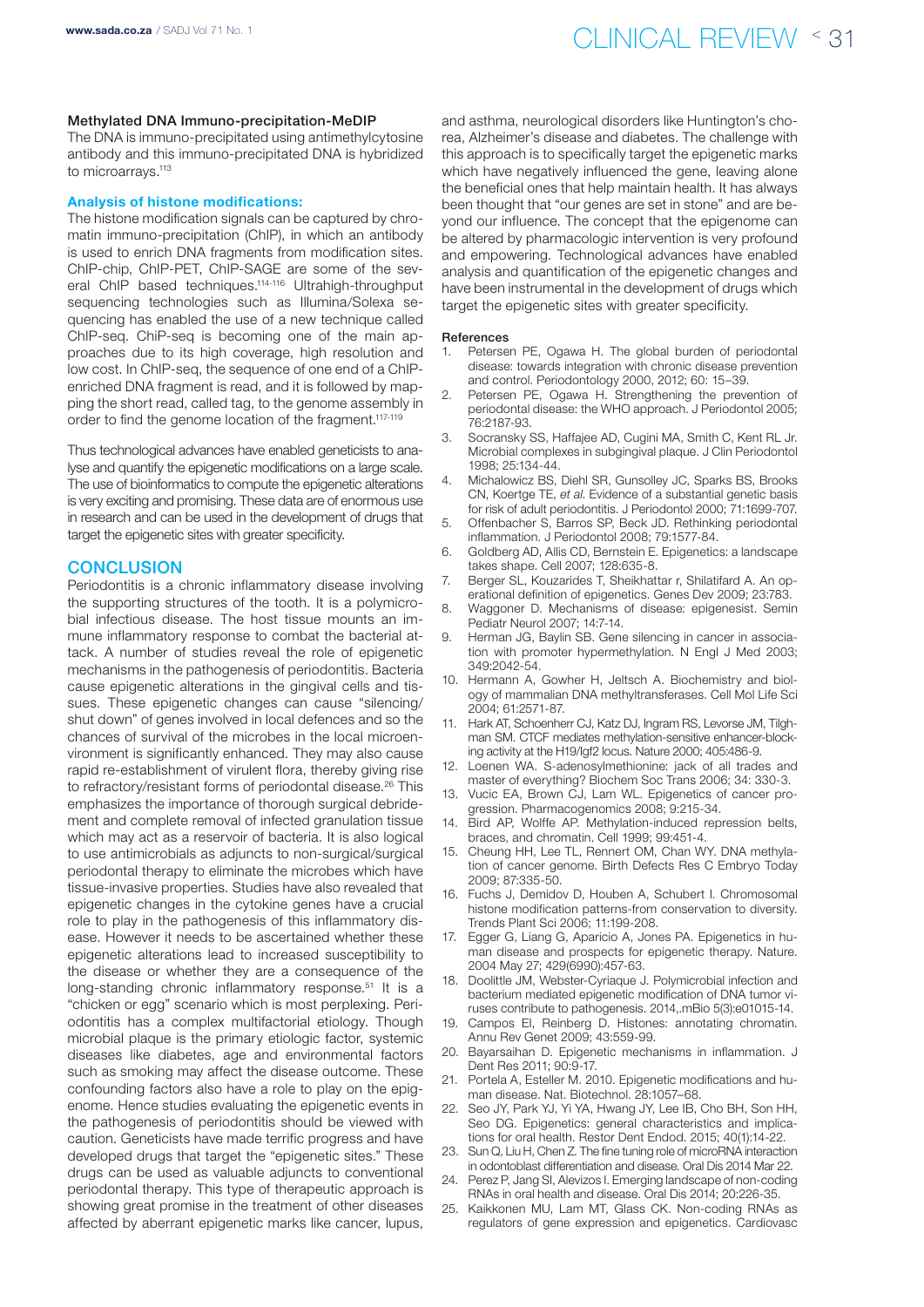#### Methylated DNA Immuno-precipitation-MeDIP

The DNA is immuno-precipitated using antimethylcytosine antibody and this immuno-precipitated DNA is hybridized to microarrays.[113]

#### Analysis of histone modifications:

The histone modification signals can be captured by chromatin immuno-precipitation (ChIP), in which an antibody is used to enrich DNA fragments from modification sites. ChIP-chip, ChIP-PET, ChIP-SAGE are some of the several ChIP based techniques.[114-116] Ultrahigh-throughput sequencing technologies such as Illumina/Solexa sequencing has enabled the use of a new technique called ChIP-seq. ChiP-seq is becoming one of the main approaches due to its high coverage, high resolution and low cost. In ChIP-seq, the sequence of one end of a ChIP-enriched DNA fragment is read, and it is followed by mapping the short read, called tag, to the genome assembly in order to find the genome location of the fragment.[117-119]

Thus technological advances have enabled geneticists to analyse and quantify the epigenetic modifications on a large scale. The use of bioinformatics to compute the epigenetic alterations is very exciting and promising. These data are of enormous use in research and can be used in the development of drugs that target the epigenetic sites with greater specificity.

## CONCLUSION

Periodontitis is a chronic inflammatory disease involving the supporting structures of the tooth. It is a polymicrobial infectious disease. The host tissue mounts an immune inflammatory response to combat the bacterial attack. A number of studies reveal the role of epigenetic mechanisms in the pathogenesis of periodontitis. Bacteria cause epigenetic alterations in the gingival cells and tissues. These epigenetic changes can cause "silencing/ shut down" of genes involved in local defences and so the chances of survival of the microbes in the local microenvironment is significantly enhanced. They may also cause rapid re-establishment of virulent flora, thereby giving rise to refractory/resistant forms of periodontal disease.[26] This emphasizes the importance of thorough surgical debridement and complete removal of infected granulation tissue which may act as a reservoir of bacteria. It is also logical to use antimicrobials as adjuncts to non-surgical/surgical periodontal therapy to eliminate the microbes which have tissue-invasive properties. Studies have also revealed that epigenetic changes in the cytokine genes have a crucial role to play in the pathogenesis of this inflammatory disease. However it needs to be ascertained whether these epigenetic alterations lead to increased susceptibility to the disease or whether they are a consequence of the long-standing chronic inflammatory response.[51] It is a "chicken or egg" scenario which is most perplexing. Periodontitis has a complex multifactorial etiology. Though microbial plaque is the primary etiologic factor, systemic diseases like diabetes, age and environmental factors such as smoking may affect the disease outcome. These confounding factors also have a role to play on the epigenome. Hence studies evaluating the epigenetic events in the pathogenesis of periodontitis should be viewed with caution. Geneticists have made terrific progress and have developed drugs that target the "epigenetic sites." These drugs can be used as valuable adjuncts to conventional periodontal therapy. This type of therapeutic approach is showing great promise in the treatment of other diseases affected by aberrant epigenetic marks like cancer, lupus, and asthma, neurological disorders like Huntington's chorea, Alzheimer's disease and diabetes. The challenge with this approach is to specifically target the epigenetic marks which have negatively influenced the gene, leaving alone the beneficial ones that help maintain health. It has always been thought that "our genes are set in stone" and are beyond our influence. The concept that the epigenome can be altered by pharmacologic intervention is very profound and empowering. Technological advances have enabled analysis and quantification of the epigenetic changes and have been instrumental in the development of drugs which target the epigenetic sites with greater specificity.

#### References

1. Petersen PE, Ogawa H. The global burden of periodontal disease: towards integration with chronic disease prevention and control. Periodontology 2000, 2012; 60: 15–39.
2. Petersen PE, Ogawa H. Strengthening the prevention of periodontal disease: the WHO approach. J Periodontol 2005; 76:2187-93.
3. Socransky SS, Haffajee AD, Cugini MA, Smith C, Kent RL Jr. Microbial complexes in subgingival plaque. J Clin Periodontol 1998; 25:134-44.
4. Michalowicz BS, Diehl SR, Gunsolley JC, Sparks BS, Brooks CN, Koertge TE, *et al.* Evidence of a substantial genetic basis for risk of adult periodontitis. J Periodontol 2000; 71:1699-707.
5. Offenbacher S, Barros SP, Beck JD. Rethinking periodontal inflammation. J Periodontol 2008; 79:1577-84.
6. Goldberg AD, Allis CD, Bernstein E. Epigenetics: a landscape takes shape. Cell 2007; 128:635-8.
7. Berger SL, Kouzarides T, Sheikhattar r, Shilatifard A. An operational definition of epigenetics. Genes Dev 2009; 23:783.
8. Waggoner D. Mechanisms of disease: epigenesist. Semin Pediatr Neurol 2007; 14:7-14.
9. Herman JG, Baylin SB. Gene silencing in cancer in association with promoter hypermethylation. N Engl J Med 2003; 349:2042-54.
10. Hermann A, Gowher H, Jeltsch A. Biochemistry and biology of mammalian DNA methyltransferases. Cell Mol Life Sci 2004; 61:2571-87.
11. Hark AT, Schoenherr CJ, Katz DJ, Ingram RS, Levorse JM, Tilghman SM. CTCF mediates methylation-sensitive enhancer-blocking activity at the H19/Igf2 locus. Nature 2000; 405:486-9.
12. Loenen WA. S-adenosylmethionine: jack of all trades and master of everything? Biochem Soc Trans 2006; 34: 330-3.
13. Vucic EA, Brown CJ, Lam WL. Epigenetics of cancer progression. Pharmacogenomics 2008; 9:215-34.
14. Bird AP, Wolffe AP. Methylation-induced repression belts, braces, and chromatin. Cell 1999; 99:451-4.
15. Cheung HH, Lee TL, Rennert OM, Chan WY. DNA methylation of cancer genome. Birth Defects Res C Embryo Today 2009; 87:335-50.
16. Fuchs J, Demidov D, Houben A, Schubert I. Chromosomal histone modification patterns-from conservation to diversity. Trends Plant Sci 2006; 11:199-208.
17. Egger G, Liang G, Aparicio A, Jones PA. Epigenetics in human disease and prospects for epigenetic therapy. Nature. 2004 May 27; 429(6990):457-63.
18. Doolittle JM, Webster-Cyriaque J. Polymicrobial infection and bacterium mediated epigenetic modification of DNA tumor viruses contribute to pathogenesis. 2014,.mBio 5(3):e01015-14.
19. Campos EI, Reinberg D. Histones: annotating chromatin. Annu Rev Genet 2009; 43:559-99.
20. Bayarsaihan D. Epigenetic mechanisms in inflammation. J Dent Res 2011; 90:9-17.
21. Portela A, Esteller M. 2010. Epigenetic modifications and human disease. Nat. Biotechnol. 28:1057–68.
22. Seo JY, Park YJ, Yi YA, Hwang JY, Lee IB, Cho BH, Son HH, Seo DG. Epigenetics: general characteristics and implications for oral health. Restor Dent Endod. 2015; 40(1):14-22.
23. Sun Q, Liu H, Chen Z. The fine tuning role of microRNA interaction in odontoblast differentiation and disease. Oral Dis 2014 Mar 22.
24. Perez P, Jang SI, Alevizos I. Emerging landscape of non-coding RNAs in oral health and disease. Oral Dis 2014; 20:226-35.
25. Kaikkonen MU, Lam MT, Glass CK. Non-coding RNAs as regulators of gene expression and epigenetics. Cardiovasc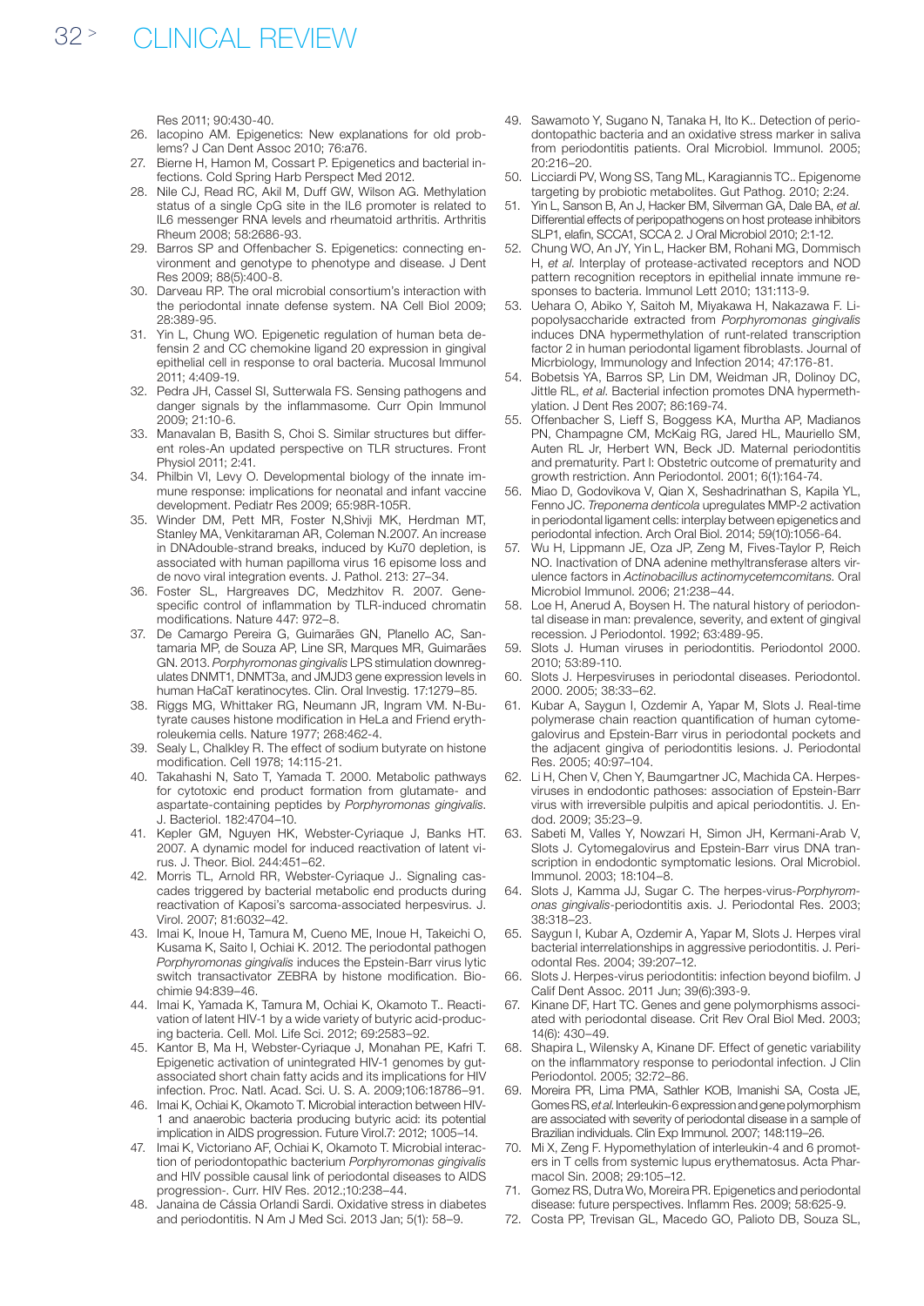Res 2011; 90:430-40.

26. Iacopino AM. Epigenetics: New explanations for old problems? J Can Dent Assoc 2010; 76:a76.
27. Bierne H, Hamon M, Cossart P. Epigenetics and bacterial infections. Cold Spring Harb Perspect Med 2012.
28. Nile CJ, Read RC, Akil M, Duff GW, Wilson AG. Methylation status of a single CpG site in the IL6 promoter is related to IL6 messenger RNA levels and rheumatoid arthritis. Arthritis Rheum 2008; 58:2686-93.
29. Barros SP and Offenbacher S. Epigenetics: connecting environment and genotype to phenotype and disease. J Dent Res 2009; 88(5):400-8.
30. Darveau RP. The oral microbial consortium's interaction with the periodontal innate defense system. NA Cell Biol 2009; 28:389-95.
31. Yin L, Chung WO. Epigenetic regulation of human beta defensin 2 and CC chemokine ligand 20 expression in gingival epithelial cell in response to oral bacteria. Mucosal Immunol 2011; 4:409-19.
32. Pedra JH, Cassel SI, Sutterwala FS. Sensing pathogens and danger signals by the inflammasome. Curr Opin Immunol 2009; 21:10-6.
33. Manavalan B, Basith S, Choi S. Similar structures but different roles-An updated perspective on TLR structures. Front Physiol 2011; 2:41.
34. Philbin VI, Levy O. Developmental biology of the innate immune response: implications for neonatal and infant vaccine development. Pediatr Res 2009; 65:98R-105R.
35. Winder DM, Pett MR, Foster N,Shivji MK, Herdman MT, Stanley MA, Venkitaraman AR, Coleman N.2007. An increase in DNAdouble-strand breaks, induced by Ku70 depletion, is associated with human papilloma virus 16 episome loss and de novo viral integration events. J. Pathol. 213: 27–34.
36. Foster SL, Hargreaves DC, Medzhitov R. 2007. Gene-specific control of inflammation by TLR-induced chromatin modifications. Nature 447: 972–8.
37. De Camargo Pereira G, Guimarães GN, Planello AC, Santamaria MP, de Souza AP, Line SR, Marques MR, Guimarães GN. 2013. *Porphyromonas gingivalis* LPS stimulation downregulates DNMT1, DNMT3a, and JMJD3 gene expression levels in human HaCaT keratinocytes. Clin. Oral Investig. 17:1279–85.
38. Riggs MG, Whittaker RG, Neumann JR, Ingram VM. N-Butyrate causes histone modification in HeLa and Friend erythroleukemia cells. Nature 1977; 268:462-4.
39. Sealy L, Chalkley R. The effect of sodium butyrate on histone modification. Cell 1978; 14:115-21.
40. Takahashi N, Sato T, Yamada T. 2000. Metabolic pathways for cytotoxic end product formation from glutamate- and aspartate-containing peptides by *Porphyromonas gingivalis*. J. Bacteriol. 182:4704–10.
41. Kepler GM, Nguyen HK, Webster-Cyriaque J, Banks HT. 2007. A dynamic model for induced reactivation of latent virus. J. Theor. Biol. 244:451–62.
42. Morris TL, Arnold RR, Webster-Cyriaque J.. Signaling cascades triggered by bacterial metabolic end products during reactivation of Kaposi's sarcoma-associated herpesvirus. J. Virol. 2007; 81:6032–42.
43. Imai K, Inoue H, Tamura M, Cueno ME, Inoue H, Takeichi O, Kusama K, Saito I, Ochiai K. 2012. The periodontal pathogen *Porphyromonas gingivalis* induces the Epstein-Barr virus lytic switch transactivator ZEBRA by histone modification. Biochimie 94:839–46.
44. Imai K, Yamada K, Tamura M, Ochiai K, Okamoto T.. Reactivation of latent HIV-1 by a wide variety of butyric acid-producing bacteria. Cell. Mol. Life Sci. 2012; 69:2583–92.
45. Kantor B, Ma H, Webster-Cyriaque J, Monahan PE, Kafri T. Epigenetic activation of unintegrated HIV-1 genomes by gut-associated short chain fatty acids and its implications for HIV infection. Proc. Natl. Acad. Sci. U. S. A. 2009;106:18786–91.
46. Imai K, Ochiai K, Okamoto T. Microbial interaction between HIV-1 and anaerobic bacteria producing butyric acid: its potential implication in AIDS progression. Future Virol.7: 2012; 1005–14.
47. Imai K, Victoriano AF, Ochiai K, Okamoto T. Microbial interaction of periodontopathic bacterium *Porphyromonas gingivalis* and HIV possible causal link of periodontal diseases to AIDS progression-. Curr. HIV Res. 2012.;10:238–44.
48. Janaina de Cássia Orlandi Sardi. Oxidative stress in diabetes and periodontitis. N Am J Med Sci. 2013 Jan; 5(1): 58–9.
49. Sawamoto Y, Sugano N, Tanaka H, Ito K.. Detection of periodontopathic bacteria and an oxidative stress marker in saliva from periodontitis patients. Oral Microbiol. Immunol. 2005; 20:216–20.
50. Licciardi PV, Wong SS, Tang ML, Karagiannis TC.. Epigenome targeting by probiotic metabolites. Gut Pathog. 2010; 2:24.
51. Yin L, Sanson B, An J, Hacker BM, Silverman GA, Dale BA, *et al.* Differential effects of peripopathogens on host protease inhibitors SLP1, elafin, SCCA1, SCCA 2. J Oral Microbiol 2010; 2:1-12.
52. Chung WO, An JY, Yin L, Hacker BM, Rohani MG, Dommisch H, *et al.* Interplay of protease-activated receptors and NOD pattern recognition receptors in epithelial innate immune responses to bacteria. Immunol Lett 2010; 131:113-9.
53. Uehara O, Abiko Y, Saitoh M, Miyakawa H, Nakazawa F. Lipopolysaccharide extracted from *Porphyromonas gingivalis* induces DNA hypermethylation of runt-related transcription factor 2 in human periodontal ligament fibroblasts. Journal of Micrbiology, Immunology and Infection 2014; 47:176-81.
54. Bobetsis YA, Barros SP, Lin DM, Weidman JR, Dolinoy DC, Jittle RL, *et al.* Bacterial infection promotes DNA hypermethylation. J Dent Res 2007; 86:169-74.
55. Offenbacher S, Lieff S, Boggess KA, Murtha AP, Madianos PN, Champagne CM, McKaig RG, Jared HL, Mauriello SM, Auten RL Jr, Herbert WN, Beck JD. Maternal periodontitis and prematurity. Part I: Obstetric outcome of prematurity and growth restriction. Ann Periodontol. 2001; 6(1):164-74.
56. Miao D, Godovikova V, Qian X, Seshadrinathan S, Kapila YL, Fenno JC. *Treponema denticola* upregulates MMP-2 activation in periodontal ligament cells: interplay between epigenetics and periodontal infection. Arch Oral Biol. 2014; 59(10):1056-64.
57. Wu H, Lippmann JE, Oza JP, Zeng M, Fives-Taylor P, Reich NO. Inactivation of DNA adenine methyltransferase alters virulence factors in *Actinobacillus actinomycetemcomitans*. Oral Microbiol Immunol. 2006; 21:238–44.
58. Loe H, Anerud A, Boysen H. The natural history of periodontal disease in man: prevalence, severity, and extent of gingival recession. J Periodontol. 1992; 63:489-95.
59. Slots J. Human viruses in periodontitis. Periodontol 2000. 2010; 53:89-110.
60. Slots J. Herpesviruses in periodontal diseases. Periodontol. 2000. 2005; 38:33–62.
61. Kubar A, Saygun I, Ozdemir A, Yapar M, Slots J. Real-time polymerase chain reaction quantification of human cytomegalovirus and Epstein-Barr virus in periodontal pockets and the adjacent gingiva of periodontitis lesions. J. Periodontal Res. 2005; 40:97–104.
62. Li H, Chen V, Chen Y, Baumgartner JC, Machida CA. Herpesviruses in endodontic pathoses: association of Epstein-Barr virus with irreversible pulpitis and apical periodontitis. J. Endod. 2009; 35:23–9.
63. Sabeti M, Valles Y, Nowzari H, Simon JH, Kermani-Arab V, Slots J. Cytomegalovirus and Epstein-Barr virus DNA transcription in endodontic symptomatic lesions. Oral Microbiol. Immunol. 2003; 18:104–8.
64. Slots J, Kamma JJ, Sugar C. The herpes-virus-*Porphyromonas gingivalis*-periodontitis axis. J. Periodontal Res. 2003; 38:318–23.
65. Saygun I, Kubar A, Ozdemir A, Yapar M, Slots J. Herpes viral bacterial interrelationships in aggressive periodontitis. J. Periodontal Res. 2004; 39:207–12.
66. Slots J. Herpes-virus periodontitis: infection beyond biofilm. J Calif Dent Assoc. 2011 Jun; 39(6):393-9.
67. Kinane DF, Hart TC. Genes and gene polymorphisms associated with periodontal disease. Crit Rev Oral Biol Med. 2003; 14(6): 430–49.
68. Shapira L, Wilensky A, Kinane DF. Effect of genetic variability on the inflammatory response to periodontal infection. J Clin Periodontol. 2005; 32:72–86.
69. Moreira PR, Lima PMA, Sathler KOB, Imanishi SA, Costa JE, Gomes RS, *et al.* Interleukin-6 expression and gene polymorphism are associated with severity of periodontal disease in a sample of Brazilian individuals. Clin Exp Immunol. 2007; 148:119–26.
70. Mi X, Zeng F. Hypomethylation of interleukin-4 and 6 promoters in T cells from systemic lupus erythematosus. Acta Pharmacol Sin. 2008; 29:105–12.
71. Gomez RS, Dutra Wo, Moreira PR. Epigenetics and periodontal disease: future perspectives. Inflamm Res. 2009; 58:625-9.
72. Costa PP, Trevisan GL, Macedo GO, Palioto DB, Souza SL,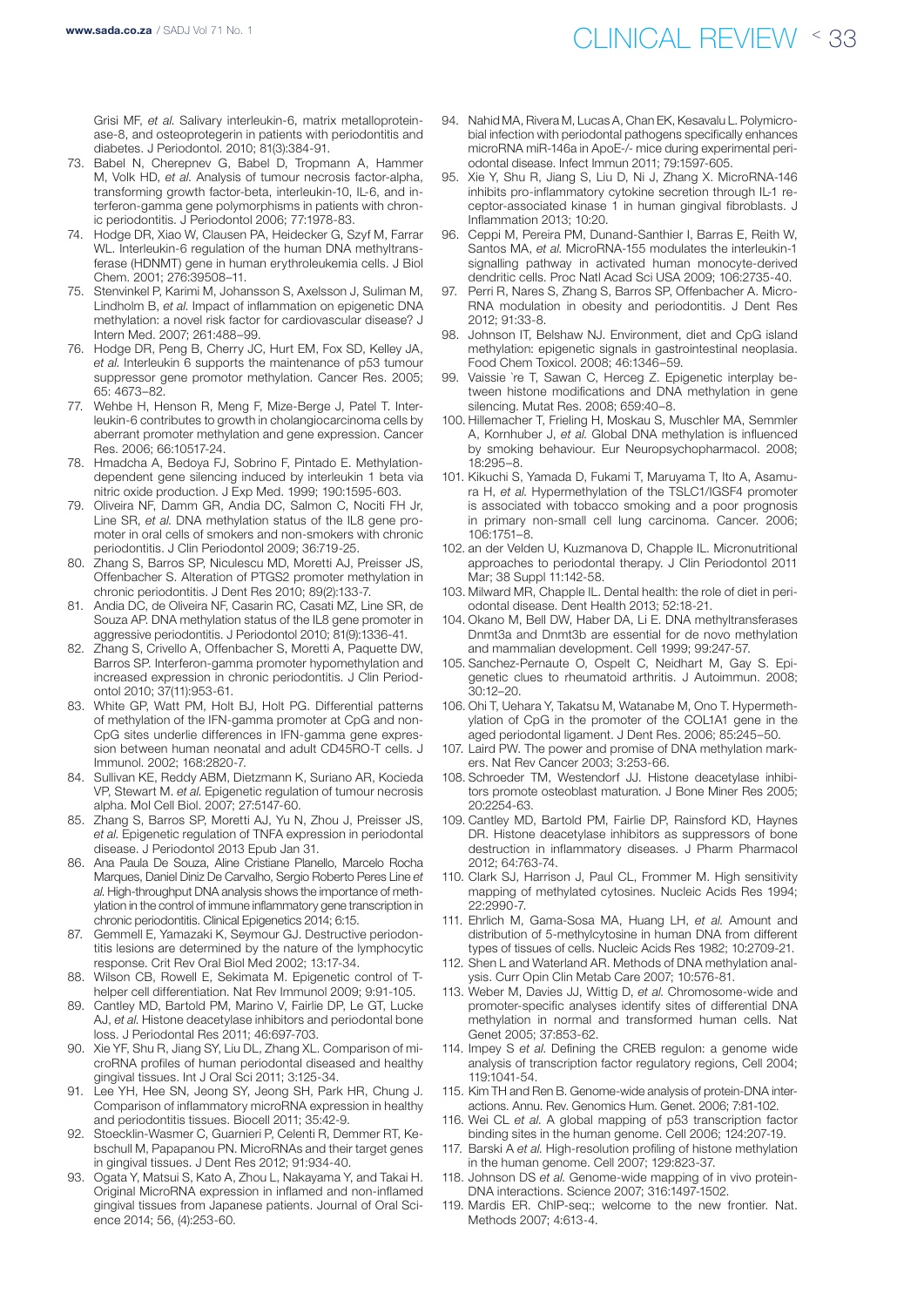Grisi MF, *et al.* Salivary interleukin-6, matrix metalloproteinase-8, and osteoprotegerin in patients with periodontitis and diabetes. J Periodontol. 2010; 81(3):384-91.

73. Babel N, Cherepnev G, Babel D, Tropmann A, Hammer M, Volk HD, *et al.* Analysis of tumour necrosis factor-alpha, transforming growth factor-beta, interleukin-10, IL-6, and interferon-gamma gene polymorphisms in patients with chronic periodontitis. J Periodontol 2006; 77:1978-83.
74. Hodge DR, Xiao W, Clausen PA, Heidecker G, Szyf M, Farrar WL. Interleukin-6 regulation of the human DNA methyltransferase (HDNMT) gene in human erythroleukemia cells. J Biol Chem. 2001; 276:39508–11.
75. Stenvinkel P, Karimi M, Johansson S, Axelsson J, Suliman M, Lindholm B, *et al.* Impact of inflammation on epigenetic DNA methylation: a novel risk factor for cardiovascular disease? J Intern Med. 2007; 261:488–99.
76. Hodge DR, Peng B, Cherry JC, Hurt EM, Fox SD, Kelley JA, *et al.* Interleukin 6 supports the maintenance of p53 tumour suppressor gene promotor methylation. Cancer Res. 2005; 65: 4673–82.
77. Wehbe H, Henson R, Meng F, Mize-Berge J, Patel T. Interleukin-6 contributes to growth in cholangiocarcinoma cells by aberrant promoter methylation and gene expression. Cancer Res. 2006; 66:10517-24.
78. Hmadcha A, Bedoya FJ, Sobrino F, Pintado E. Methylation-dependent gene silencing induced by interleukin 1 beta via nitric oxide production. J Exp Med. 1999; 190:1595-603.
79. Oliveira NF, Damm GR, Andia DC, Salmon C, Nociti FH Jr, Line SR, *et al.* DNA methylation status of the IL8 gene promoter in oral cells of smokers and non-smokers with chronic periodontitis. J Clin Periodontol 2009; 36:719-25.
80. Zhang S, Barros SP, Niculescu MD, Moretti AJ, Preisser JS, Offenbacher S. Alteration of PTGS2 promoter methylation in chronic periodontitis. J Dent Res 2010; 89(2):133-7.
81. Andia DC, de Oliveira NF, Casarin RC, Casati MZ, Line SR, de Souza AP. DNA methylation status of the IL8 gene promoter in aggressive periodontitis. J Periodontol 2010; 81(9):1336-41.
82. Zhang S, Crivello A, Offenbacher S, Moretti A, Paquette DW, Barros SP. Interferon-gamma promoter hypomethylation and increased expression in chronic periodontitis. J Clin Periodontol 2010; 37(11):953-61.
83. White GP, Watt PM, Holt BJ, Holt PG. Differential patterns of methylation of the IFN-gamma promoter at CpG and non-CpG sites underlie differences in IFN-gamma gene expression between human neonatal and adult CD45RO-T cells. J Immunol. 2002; 168:2820-7.
84. Sullivan KE, Reddy ABM, Dietzmann K, Suriano AR, Kocieda VP, Stewart M. *et al.* Epigenetic regulation of tumour necrosis alpha. Mol Cell Biol. 2007; 27:5147-60.
85. Zhang S, Barros SP, Moretti AJ, Yu N, Zhou J, Preisser JS, *et al.* Epigenetic regulation of TNFA expression in periodontal disease. J Periodontol 2013 Epub Jan 31.
86. Ana Paula De Souza, Aline Cristiane Planello, Marcelo Rocha Marques, Daniel Diniz De Carvalho, Sergio Roberto Peres Line *et al.* High-throughput DNA analysis shows the importance of methylation in the control of immune inflammatory gene transcription in chronic periodontitis. Clinical Epigenetics 2014; 6:15.
87. Gemmell E, Yamazaki K, Seymour GJ. Destructive periodontitis lesions are determined by the nature of the lymphocytic response. Crit Rev Oral Biol Med 2002; 13:17-34.
88. Wilson CB, Rowell E, Sekimata M. Epigenetic control of T-helper cell differentiation. Nat Rev Immunol 2009; 9:91-105.
89. Cantley MD, Bartold PM, Marino V, Fairlie DP, Le GT, Lucke AJ, *et al.* Histone deacetylase inhibitors and periodontal bone loss. J Periodontal Res 2011; 46:697-703.
90. Xie YF, Shu R, Jiang SY, Liu DL, Zhang XL. Comparison of microRNA profiles of human periodontal diseased and healthy gingival tissues. Int J Oral Sci 2011; 3:125-34.
91. Lee YH, Hee SN, Jeong SY, Jeong SH, Park HR, Chung J. Comparison of inflammatory microRNA expression in healthy and periodontitis tissues. Biocell 2011; 35:42-9.
92. Stoecklin-Wasmer C, Guarnieri P, Celenti R, Demmer RT, Kebschull M, Papapanou PN. MicroRNAs and their target genes in gingival tissues. J Dent Res 2012; 91:934-40.
93. Ogata Y, Matsui S, Kato A, Zhou L, Nakayama Y, and Takai H. Original MicroRNA expression in inflamed and non-inflamed gingival tissues from Japanese patients. Journal of Oral Science 2014; 56, (4):253-60.
94. Nahid MA, Rivera M, Lucas A, Chan EK, Kesavalu L. Polymicrobial infection with periodontal pathogens specifically enhances microRNA miR-146a in ApoE-/- mice during experimental periodontal disease. Infect Immun 2011; 79:1597-605.
95. Xie Y, Shu R, Jiang S, Liu D, Ni J, Zhang X. MicroRNA-146 inhibits pro-inflammatory cytokine secretion through IL-1 receptor-associated kinase 1 in human gingival fibroblasts. J Inflammation 2013; 10:20.
96. Ceppi M, Pereira PM, Dunand-Santhier I, Barras E, Reith W, Santos MA, *et al.* MicroRNA-155 modulates the interleukin-1 signalling pathway in activated human monocyte-derived dendritic cells. Proc Natl Acad Sci USA 2009; 106:2735-40.
97. Perri R, Nares S, Zhang S, Barros SP, Offenbacher A. MicroRNA modulation in obesity and periodontitis. J Dent Res 2012; 91:33-8.
98. Johnson IT, Belshaw NJ. Environment, diet and CpG island methylation: epigenetic signals in gastrointestinal neoplasia. Food Chem Toxicol. 2008; 46:1346–59.
99. Vaissie `re T, Sawan C, Herceg Z. Epigenetic interplay between histone modifications and DNA methylation in gene silencing. Mutat Res. 2008; 659:40–8.
100. Hillemacher T, Frieling H, Moskau S, Muschler MA, Semmler A, Kornhuber J, *et al.* Global DNA methylation is influenced by smoking behaviour. Eur Neuropsychopharmacol. 2008; 18:295–8.
101. Kikuchi S, Yamada D, Fukami T, Maruyama T, Ito A, Asamura H, *et al.* Hypermethylation of the TSLC1/IGSF4 promoter is associated with tobacco smoking and a poor prognosis in primary non-small cell lung carcinoma. Cancer. 2006; 106:1751–8.
102. an der Velden U, Kuzmanova D, Chapple IL. Micronutritional approaches to periodontal therapy. J Clin Periodontol 2011 Mar; 38 Suppl 11:142-58.
103. Milward MR, Chapple IL. Dental health: the role of diet in periodontal disease. Dent Health 2013; 52:18-21.
104. Okano M, Bell DW, Haber DA, Li E. DNA methyltransferases Dnmt3a and Dnmt3b are essential for de novo methylation and mammalian development. Cell 1999; 99:247-57.
105. Sanchez-Pernaute O, Ospelt C, Neidhart M, Gay S. Epigenetic clues to rheumatoid arthritis. J Autoimmun. 2008; 30:12–20.
106. Ohi T, Uehara Y, Takatsu M, Watanabe M, Ono T. Hypermethylation of CpG in the promoter of the COL1A1 gene in the aged periodontal ligament. J Dent Res. 2006; 85:245–50.
107. Laird PW. The power and promise of DNA methylation markers. Nat Rev Cancer 2003; 3:253-66.
108. Schroeder TM, Westendorf JJ. Histone deacetylase inhibitors promote osteoblast maturation. J Bone Miner Res 2005; 20:2254-63.
109. Cantley MD, Bartold PM, Fairlie DP, Rainsford KD, Haynes DR. Histone deacetylase inhibitors as suppressors of bone destruction in inflammatory diseases. J Pharm Pharmacol 2012; 64:763-74.
110. Clark SJ, Harrison J, Paul CL, Frommer M. High sensitivity mapping of methylated cytosines. Nucleic Acids Res 1994; 22:2990-7.
111. Ehrlich M, Gama-Sosa MA, Huang LH, *et al.* Amount and distribution of 5-methylcytosine in human DNA from different types of tissues of cells. Nucleic Acids Res 1982; 10:2709-21.
112. Shen L and Waterland AR. Methods of DNA methylation analysis. Curr Opin Clin Metab Care 2007; 10:576-81.
113. Weber M, Davies JJ, Wittig D, *et al.* Chromosome-wide and promoter-specific analyses identify sites of differential DNA methylation in normal and transformed human cells. Nat Genet 2005; 37:853-62.
114. Impey S *et al.* Defining the CREB regulon: a genome wide analysis of transcription factor regulatory regions, Cell 2004; 119:1041-54.
115. Kim TH and Ren B. Genome-wide analysis of protein-DNA interactions. Annu. Rev. Genomics Hum. Genet. 2006; 7:81-102.
116. Wei CL *et al.* A global mapping of p53 transcription factor binding sites in the human genome. Cell 2006; 124:207-19.
117. Barski A *et al.* High-resolution profiling of histone methylation in the human genome. Cell 2007; 129:823-37.
118. Johnson DS *et al.* Genome-wide mapping of in vivo protein-DNA interactions. Science 2007; 316:1497-1502.
119. Mardis ER. ChIP-seq:; welcome to the new frontier. Nat. Methods 2007; 4:613-4.